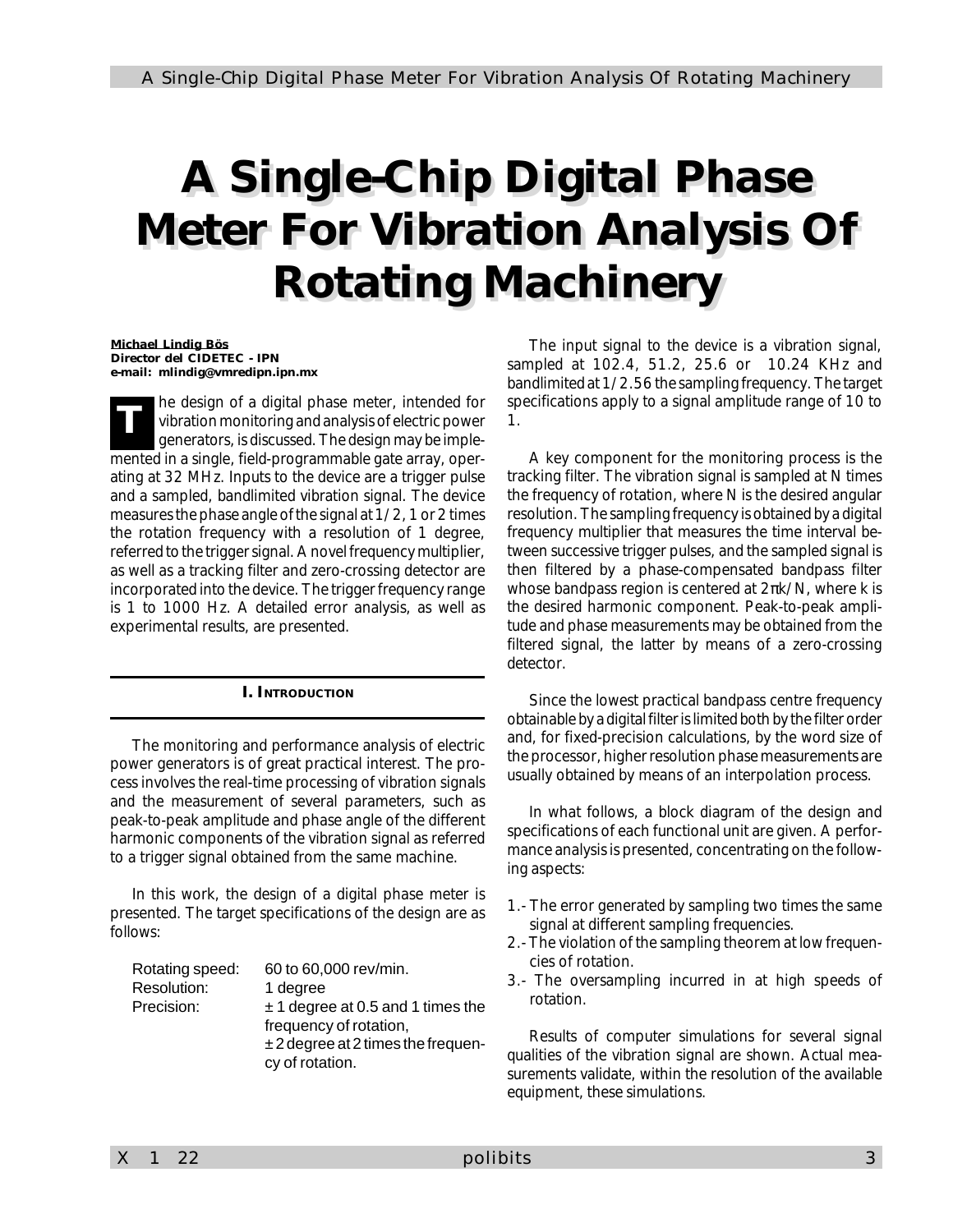# A Single-Chip Digital Phase Meter For Vibration Analysis Of Rotating Machinery

**Michael Lindig Bös**
**Director del CIDETEC - IPN**
**e-mail: mlindig@vmredipn.ipn.mx**

The design of a digital phase meter, intended for vibration monitoring and analysis of electric power generators, is discussed. The design may be implemented in a single, field-programmable gate array, operating at 32 MHz. Inputs to the device are a trigger pulse and a sampled, bandlimited vibration signal. The device measures the phase angle of the signal at 1/2, 1 or 2 times the rotation frequency with a resolution of 1 degree, referred to the trigger signal. A novel frequency multiplier, as well as a tracking filter and zero-crossing detector are incorporated into the device. The trigger frequency range is 1 to 1000 Hz. A detailed error analysis, as well as experimental results, are presented.

## I. Introduction

The monitoring and performance analysis of electric power generators is of great practical interest. The process involves the real-time processing of vibration signals and the measurement of several parameters, such as peak-to-peak amplitude and phase angle of the different harmonic components of the vibration signal as referred to a trigger signal obtained from the same machine.

In this work, the design of a digital phase meter is presented. The target specifications of the design are as follows:

| | |
|---|---|
| Rotating speed: | 60 to 60,000 rev/min. |
| Resolution: | 1 degree |
| Precision: | ± 1 degree at 0.5 and 1 times the frequency of rotation, ± 2 degree at 2 times the frequency of rotation. |

The input signal to the device is a vibration signal, sampled at 102.4, 51.2, 25.6 or 10.24 KHz and bandlimited at 1/2.56 the sampling frequency. The target specifications apply to a signal amplitude range of 10 to 1.

A key component for the monitoring process is the tracking filter. The vibration signal is sampled at N times the frequency of rotation, where N is the desired angular resolution. The sampling frequency is obtained by a digital frequency multiplier that measures the time interval between successive trigger pulses, and the sampled signal is then filtered by a phase-compensated bandpass filter whose bandpass region is centered at $2\pi k/N$, where k is the desired harmonic component. Peak-to-peak amplitude and phase measurements may be obtained from the filtered signal, the latter by means of a zero-crossing detector.

Since the lowest practical bandpass centre frequency obtainable by a digital filter is limited both by the filter order and, for fixed-precision calculations, by the word size of the processor, higher resolution phase measurements are usually obtained by means of an interpolation process.

In what follows, a block diagram of the design and specifications of each functional unit are given. A performance analysis is presented, concentrating on the following aspects:

1.- The error generated by sampling two times the same signal at different sampling frequencies.
2.- The violation of the sampling theorem at low frequencies of rotation.
3.- The oversampling incurred in at high speeds of rotation.

Results of computer simulations for several signal qualities of the vibration signal are shown. Actual measurements validate, within the resolution of the available equipment, these simulations.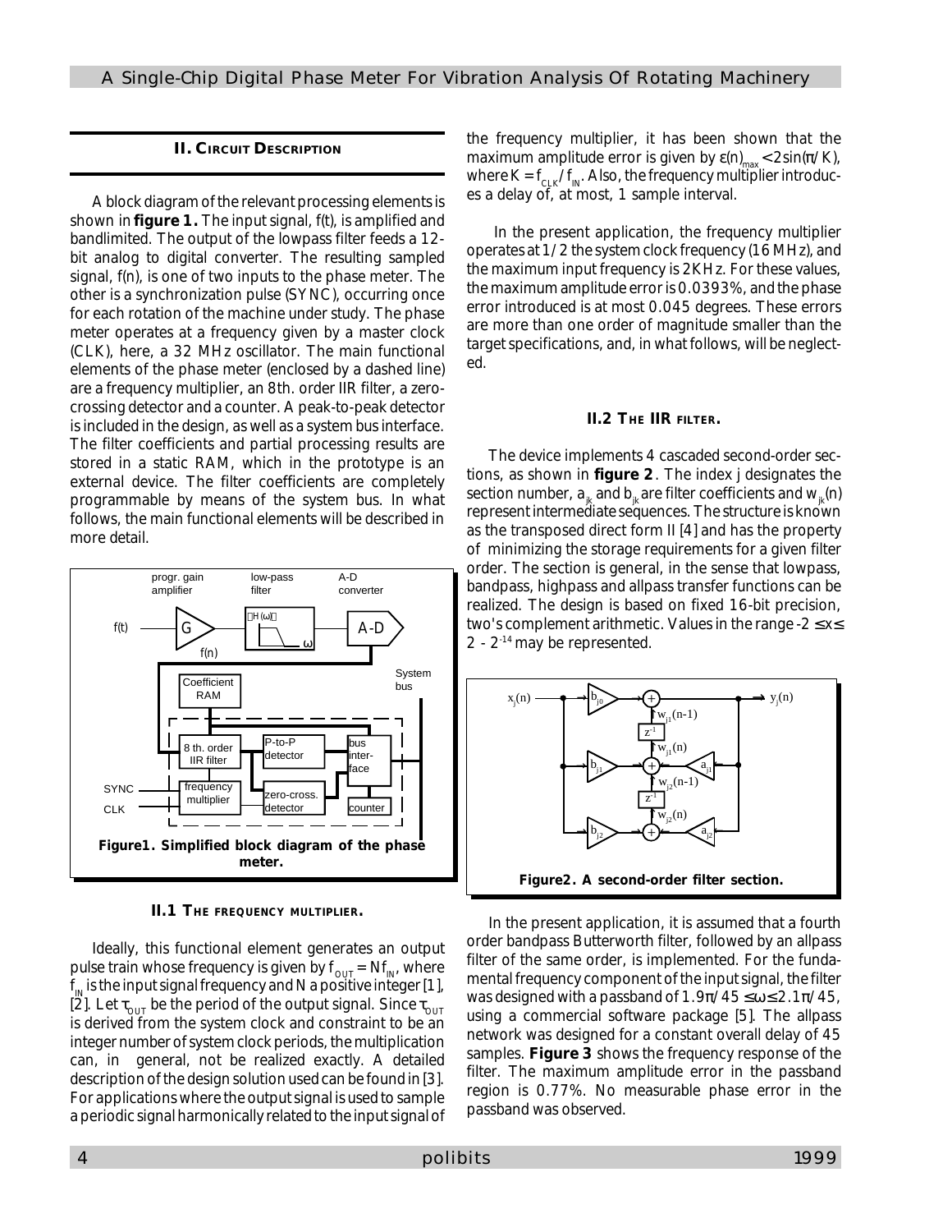## II. Circuit Description

A block diagram of the relevant processing elements is shown in **figure 1.** The input signal, f(t), is amplified and bandlimited. The output of the lowpass filter feeds a 12-bit analog to digital converter. The resulting sampled signal, f(n), is one of two inputs to the phase meter. The other is a synchronization pulse (SYNC), occurring once for each rotation of the machine under study. The phase meter operates at a frequency given by a master clock (CLK), here, a 32 MHz oscillator. The main functional elements of the phase meter (enclosed by a dashed line) are a frequency multiplier, an 8th. order IIR filter, a zero-crossing detector and a counter. A peak-to-peak detector is included in the design, as well as a system bus interface. The filter coefficients and partial processing results are stored in a static RAM, which in the prototype is an external device. The filter coefficients are completely programmable by means of the system bus. In what follows, the main functional elements will be described in more detail.

**Figure1. Simplified block diagram of the phase meter.**

### II.1 The frequency multiplier.

Ideally, this functional element generates an output pulse train whose frequency is given by $f_{OUT} = Nf_{IN}$, where $f_{IN}$ is the input signal frequency and N a positive integer [1], [2]. Let $\tau_{OUT}$ be the period of the output signal. Since $\tau_{OUT}$ is derived from the system clock and constraint to be an integer number of system clock periods, the multiplication can, in general, not be realized exactly. A detailed description of the design solution used can be found in [3]. For applications where the output signal is used to sample a periodic signal harmonically related to the input signal of the frequency multiplier, it has been shown that the maximum amplitude error is given by $\varepsilon(n)_{max} < 2\sin(\pi/K)$, where $K = f_{CLK}/f_{IN}$. Also, the frequency multiplier introduces a delay of, at most, 1 sample interval.

In the present application, the frequency multiplier operates at 1/2 the system clock frequency (16 MHz), and the maximum input frequency is 2KHz. For these values, the maximum amplitude error is 0.0393%, and the phase error introduced is at most 0.045 degrees. These errors are more than one order of magnitude smaller than the target specifications, and, in what follows, will be neglected.

### II.2 The IIR filter.

The device implements 4 cascaded second-order sections, as shown in **figure 2**. The index j designates the section number, $a_{jk}$ and $b_{jk}$ are filter coefficients and $w_{jk}(n)$ represent intermediate sequences. The structure is known as the transposed direct form II [4] and has the property of minimizing the storage requirements for a given filter order. The section is general, in the sense that lowpass, bandpass, highpass and allpass transfer functions can be realized. The design is based on fixed 16-bit precision, two's complement arithmetic. Values in the range $-2 \leq x \leq 2 - 2^{-14}$ may be represented.

**Figure2. A second-order filter section.**

In the present application, it is assumed that a fourth order bandpass Butterworth filter, followed by an allpass filter of the same order, is implemented. For the fundamental frequency component of the input signal, the filter was designed with a passband of $1.9\pi/45 \leq \omega \leq 2.1\pi/45$, using a commercial software package [5]. The allpass network was designed for a constant overall delay of 45 samples. **Figure 3** shows the frequency response of the filter. The maximum amplitude error in the passband region is 0.77%. No measurable phase error in the passband was observed.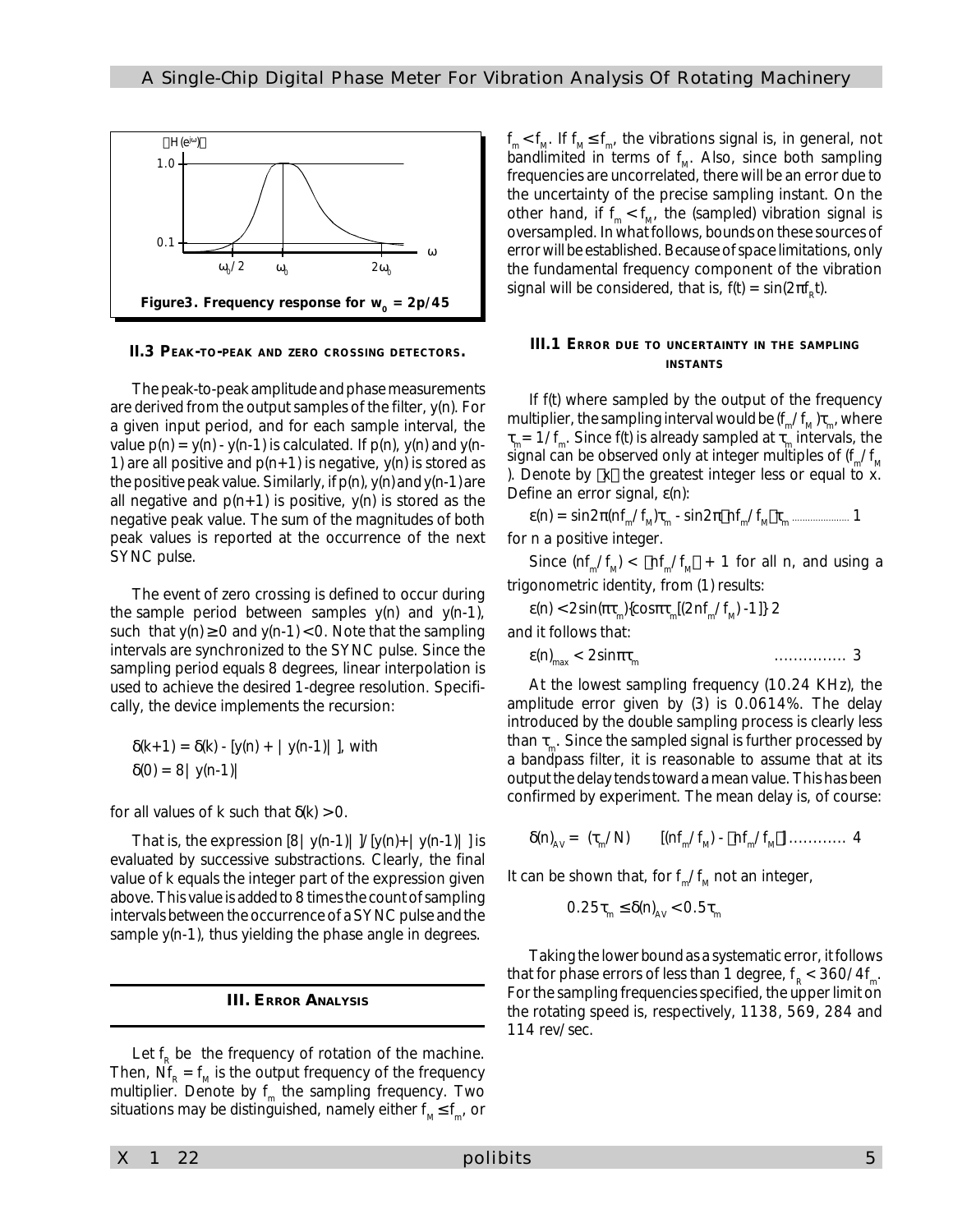Figure3. Frequency response for $w_0 = 2p/45$

### II.3 PEAK-TO-PEAK AND ZERO CROSSING DETECTORS.

The peak-to-peak amplitude and phase measurements are derived from the output samples of the filter, y(n). For a given input period, and for each sample interval, the value $p(n) = y(n) - y(n-1)$ is calculated. If p(n), y(n) and y(n-1) are all positive and p(n+1) is negative, y(n) is stored as the positive peak value. Similarly, if p(n), y(n) and y(n-1) are all negative and p(n+1) is positive, y(n) is stored as the negative peak value. The sum of the magnitudes of both peak values is reported at the occurrence of the next SYNC pulse.

The event of zero crossing is defined to occur during the sample period between samples y(n) and y(n-1), such that $y(n) \geq 0$ and $y(n-1) < 0$. Note that the sampling intervals are synchronized to the SYNC pulse. Since the sampling period equals 8 degrees, linear interpolation is used to achieve the desired 1-degree resolution. Specifically, the device implements the recursion:

$$\delta(k+1) = \delta(k) - [y(n) + |y(n-1)|], \text{ with}$$
$$\delta(0) = 8|y(n-1)|$$

for all values of k such that $\delta(k) > 0$.

That is, the expression $[8|y(n-1)|]/[y(n)+|y(n-1)|]$ is evaluated by successive substractions. Clearly, the final value of k equals the integer part of the expression given above. This value is added to 8 times the count of sampling intervals between the occurrence of a SYNC pulse and the sample y(n-1), thus yielding the phase angle in degrees.

## III. ERROR ANALYSIS

Let $f_R$ be the frequency of rotation of the machine. Then, $Nf_R = f_M$ is the output frequency of the frequency multiplier. Denote by $f_m$ the sampling frequency. Two situations may be distinguished, namely either $f_M \leq f_m$, or $f_m < f_M$. If $f_M \leq f_m$, the vibrations signal is, in general, not bandlimited in terms of $f_M$. Also, since both sampling frequencies are uncorrelated, there will be an error due to the uncertainty of the precise sampling instant. On the other hand, if $f_m < f_M$, the (sampled) vibration signal is oversampled. In what follows, bounds on these sources of error will be established. Because of space limitations, only the fundamental frequency component of the vibration signal will be considered, that is, $f(t) = \sin(2\pi f_R t)$.

### III.1 ERROR DUE TO UNCERTAINTY IN THE SAMPLING INSTANTS

If f(t) where sampled by the output of the frequency multiplier, the sampling interval would be $(f_m/f_M)\tau_m$, where $\tau_m = 1/f_m$. Since f(t) is already sampled at $\tau_m$ intervals, the signal can be observed only at integer multiples of $(f_m/f_M)$. Denote by $\lfloor x \rfloor$ the greatest integer less or equal to x. Define an error signal, $\varepsilon(n)$:

$$\varepsilon(n) = \sin 2\pi(nf_m/f_M)\tau_m - \sin 2\pi\lfloor nf_m/f_M \rfloor\tau_m \quad \text{......................} \ 1$$

for n a positive integer.

Since $(nf_m/f_M) < \lfloor nf_m/f_M \rfloor + 1$ for all n, and using a trigonometric identity, from (1) results:

$$\varepsilon(n) < 2\sin(\pi\tau_m)\{\cos\pi\tau_m[(2nf_m/f_M) - 1]\} \ 2$$

and it follows that:

$$\varepsilon(n)_{max} < 2\sin\pi\tau_m \quad \text{...............} \ 3$$

At the lowest sampling frequency (10.24 KHz), the amplitude error given by (3) is 0.0614%. The delay introduced by the double sampling process is clearly less than $\tau_m$. Since the sampled signal is further processed by a bandpass filter, it is reasonable to assume that at its output the delay tends toward a mean value. This has been confirmed by experiment. The mean delay is, of course:

$$\delta(n)_{AV} = (\tau_m/N) \quad [(nf_m/f_M) - \lfloor nf_m/f_M \rfloor] \text{............} \ 4$$

It can be shown that, for $f_m/f_M$ not an integer,

$$0.25\tau_m \leq \delta(n)_{AV} < 0.5\tau_m$$

Taking the lower bound as a systematic error, it follows that for phase errors of less than 1 degree, $f_R < 360/4f_m$. For the sampling frequencies specified, the upper limit on the rotating speed is, respectively, 1138, 569, 284 and 114 rev/sec.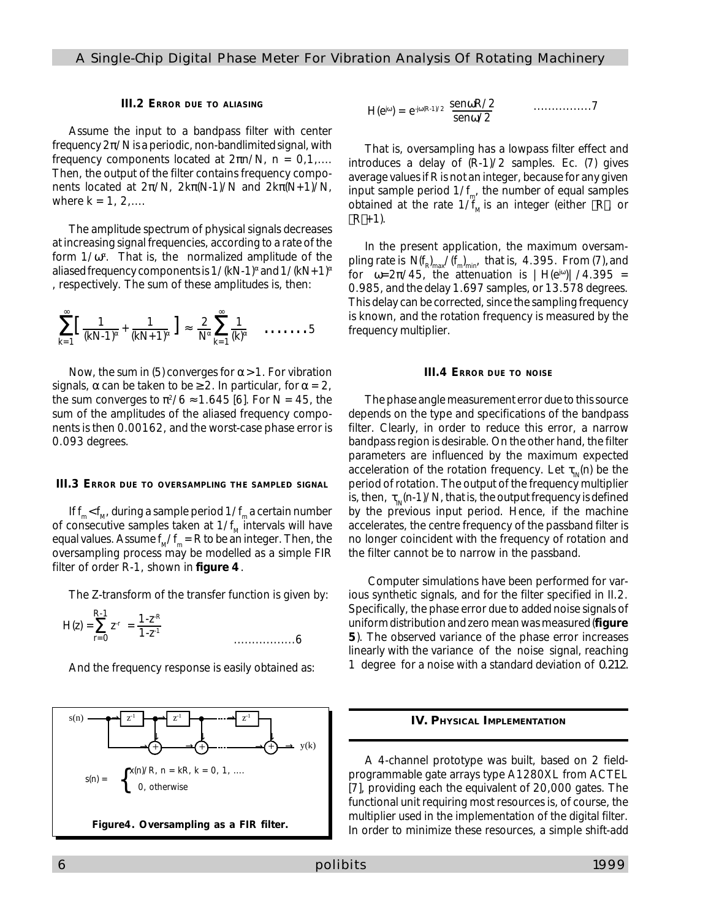### III.2 Error due to aliasing

Assume the input to a bandpass filter with center frequency $2\pi/N$ is a periodic, non-bandlimited signal, with frequency components located at $2\pi n/N$, $n = 0,1,....$ Then, the output of the filter contains frequency components located at $2\pi/N$, $2k\pi(N-1)/N$ and $2k\pi(N+1)/N$, where $k = 1, 2,....$

The amplitude spectrum of physical signals decreases at increasing signal frequencies, according to a rate of the form $1/\omega^{\alpha}$. That is, the normalized amplitude of the aliased frequency components is $1/(kN-1)^{\alpha}$ and $1/(kN+1)^{\alpha}$, respectively. The sum of these amplitudes is, then:

$$\sum_{k=1}^{\infty}\left[\frac{1}{(kN-1)^{\alpha}}+\frac{1}{(kN+1)^{\alpha}}\right] \approx \frac{2}{N^{\alpha}}\sum_{k=1}^{\infty}\frac{1}{(k)^{\alpha}} \quad .......5$$

Now, the sum in (5) converges for $\alpha > 1$. For vibration signals, $\alpha$ can be taken to be $\geq 2$. In particular, for $\alpha = 2$, the sum converges to $\pi^2/6 \approx 1.645$ [6]. For $N = 45$, the sum of the amplitudes of the aliased frequency components is then 0.00162, and the worst-case phase error is 0.093 degrees.

### III.3 Error due to oversampling the sampled signal

If $f_m < f_M$, during a sample period $1/f_m$ a certain number of consecutive samples taken at $1/f_M$ intervals will have equal values. Assume $f_M/f_m = R$ to be an integer. Then, the oversampling process may be modelled as a simple FIR filter of order R-1, shown in **figure 4**.

The Z-transform of the transfer function is given by:

$$H(z) = \sum_{r=0}^{R-1} z^{-r} = \frac{1-z^{-R}}{1-z^{-1}} \quad ..................6$$

And the frequency response is easily obtained as:

$$s(n) = \begin{cases} x(n)/R, & n = kR,\ k = 0, 1, .... \\ 0, & \text{otherwise} \end{cases}$$

**Figure4. Oversampling as a FIR filter.**

$$H(e^{j\omega}) = e^{-j\omega(R-1)/2}\ \frac{\text{sen}\,\omega R/2}{\text{sen}\,\omega/2} \quad ................7$$

That is, oversampling has a lowpass filter effect and introduces a delay of (R-1)/2 samples. Ec. (7) gives average values if R is not an integer, because for any given input sample period $1/f_m$, the number of equal samples obtained at the rate $1/f_M$ is an integer (either $\lfloor R \rfloor$ or $\lfloor R+1 \rfloor$).

In the present application, the maximum oversampling rate is $N(f_R)_{max}/(f_m)_{min}$, that is, 4.395. From (7), and for $\omega = 2\pi/45$, the attenuation is $|H(e^{j\omega})|/4.395 = 0.985$, and the delay 1.697 samples, or 13.578 degrees. This delay can be corrected, since the sampling frequency is known, and the rotation frequency is measured by the frequency multiplier.

### III.4 Error due to noise

The phase angle measurement error due to this source depends on the type and specifications of the bandpass filter. Clearly, in order to reduce this error, a narrow bandpass region is desirable. On the other hand, the filter parameters are influenced by the maximum expected acceleration of the rotation frequency. Let $\tau_{IN}(n)$ be the period of rotation. The output of the frequency multiplier is, then, $\tau_{IN}(n-1)/N$, that is, the output frequency is defined by the previous input period. Hence, if the machine accelerates, the centre frequency of the passband filter is no longer coincident with the frequency of rotation and the filter cannot be to narrow in the passband.

Computer simulations have been performed for various synthetic signals, and for the filter specified in II.2. Specifically, the phase error due to added noise signals of uniform distribution and zero mean was measured (**figure 5**). The observed variance of the phase error increases linearly with the variance of the noise signal, reaching 1 degree for a noise with a standard deviation of 0.212.

## IV. Physical Implementation

A 4-channel prototype was built, based on 2 field-programmable gate arrays type A1280XL from ACTEL [7], providing each the equivalent of 20,000 gates. The functional unit requiring most resources is, of course, the multiplier used in the implementation of the digital filter. In order to minimize these resources, a simple shift-add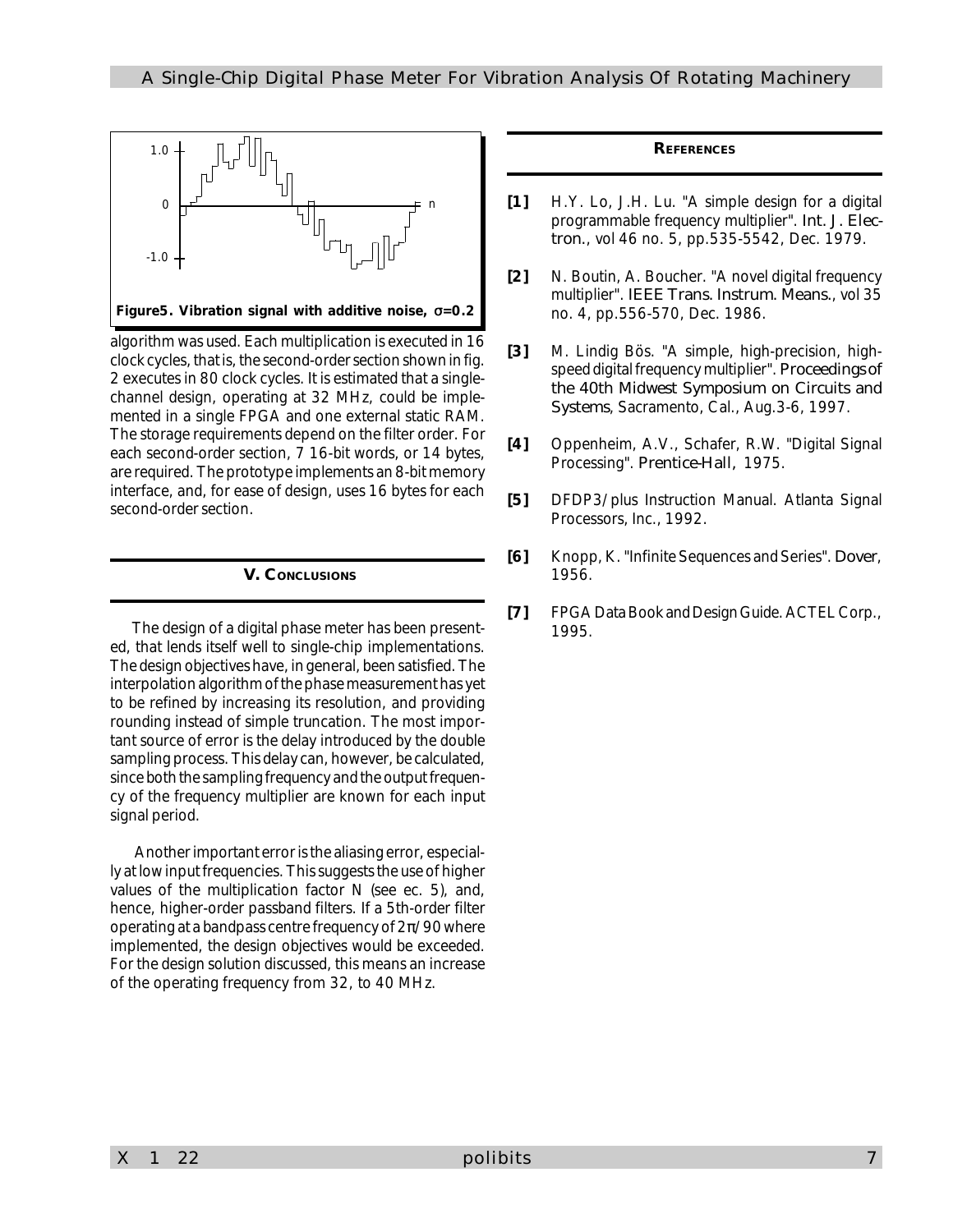1.0

0

-1.0

n

**Figure5. Vibration signal with additive noise, σ=0.2**

algorithm was used. Each multiplication is executed in 16 clock cycles, that is, the second-order section shown in fig. 2 executes in 80 clock cycles. It is estimated that a single-channel design, operating at 32 MHz, could be implemented in a single FPGA and one external static RAM. The storage requirements depend on the filter order. For each second-order section, 7 16-bit words, or 14 bytes, are required. The prototype implements an 8-bit memory interface, and, for ease of design, uses 16 bytes for each second-order section.

## V. Conclusions

The design of a digital phase meter has been presented, that lends itself well to single-chip implementations. The design objectives have, in general, been satisfied. The interpolation algorithm of the phase measurement has yet to be refined by increasing its resolution, and providing rounding instead of simple truncation. The most important source of error is the delay introduced by the double sampling process. This delay can, however, be calculated, since both the sampling frequency and the output frequency of the frequency multiplier are known for each input signal period.

Another important error is the aliasing error, especially at low input frequencies. This suggests the use of higher values of the multiplication factor N (see ec. 5), and, hence, higher-order passband filters. If a 5th-order filter operating at a bandpass centre frequency of $2\pi/90$ where implemented, the design objectives would be exceeded. For the design solution discussed, this means an increase of the operating frequency from 32, to 40 MHz.

## References

**[1]** H.Y. Lo, J.H. Lu. "A simple design for a digital programmable frequency multiplier". *Int. J. Electron.*, vol 46 no. 5, pp.535-5542, Dec. 1979.

**[2]** N. Boutin, A. Boucher. "A novel digital frequency multiplier". *IEEE Trans. Instrum. Means.*, vol 35 no. 4, pp.556-570, Dec. 1986.

**[3]** M. Lindig Bös. "A simple, high-precision, high-speed digital frequency multiplier". *Proceedings of the 40th Midwest Symposium on Circuits and Systems*, Sacramento, Cal., Aug.3-6, 1997.

**[4]** Oppenheim, A.V., Schafer, R.W. "Digital Signal Processing". *Prentice-Hall*, 1975.

**[5]** DFDP3/plus Instruction Manual. Atlanta Signal Processors, Inc., 1992.

**[6]** Knopp, K. "Infinite Sequences and Series". *Dover*, 1956.

**[7]** FPGA Data Book and Design Guide. ACTEL Corp., 1995.